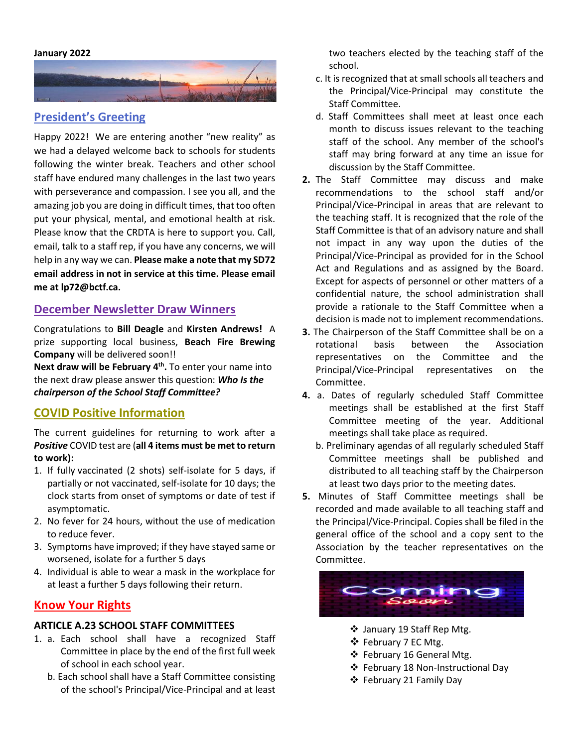**January 2022**

## President's Greeting

Happy 2022! We are entering another "new reality" as we had a delayed welcome back to schools for students following the winter break. Teachers and other school staff have endured many challenges in the last two years with perseverance and compassion. I see you all, and the amazing job you are doing in difficult times, that too often put your physical, mental, and emotional health at risk. Please know that the CRDTA is here to support you. Call, email, talk to a staff rep, if you have any concerns, we will help in any way we can. **Please make a note that my SD72 email address in not in service at this time. Please email me at lp72@bctf.ca.**

## December Newsletter Draw Winners

Congratulations to **Bill Deagle** and **Kirsten Andrews!** A prize supporting local business, **Beach Fire Brewing Company** will be delivered soon!!

**Next draw will be February 4th.** To enter your name into the next draw please answer this question: ***Who Is the chairperson of the School Staff Committee?***

## COVID Positive Information

The current guidelines for returning to work after a ***Positive*** COVID test are (**all 4 items must be met to return to work):**

1. If fully vaccinated (2 shots) self-isolate for 5 days, if partially or not vaccinated, self-isolate for 10 days; the clock starts from onset of symptoms or date of test if asymptomatic.
2. No fever for 24 hours, without the use of medication to reduce fever.
3. Symptoms have improved; if they have stayed same or worsened, isolate for a further 5 days
4. Individual is able to wear a mask in the workplace for at least a further 5 days following their return.

## Know Your Rights

### ARTICLE A.23 SCHOOL STAFF COMMITTEES

1. a. Each school shall have a recognized Staff Committee in place by the end of the first full week of school in each school year.

   b. Each school shall have a Staff Committee consisting of the school's Principal/Vice-Principal and at least two teachers elected by the teaching staff of the school.

   c. It is recognized that at small schools all teachers and the Principal/Vice-Principal may constitute the Staff Committee.

   d. Staff Committees shall meet at least once each month to discuss issues relevant to the teaching staff of the school. Any member of the school's staff may bring forward at any time an issue for discussion by the Staff Committee.

2. The Staff Committee may discuss and make recommendations to the school staff and/or Principal/Vice-Principal in areas that are relevant to the teaching staff. It is recognized that the role of the Staff Committee is that of an advisory nature and shall not impact in any way upon the duties of the Principal/Vice-Principal as provided for in the School Act and Regulations and as assigned by the Board. Except for aspects of personnel or other matters of a confidential nature, the school administration shall provide a rationale to the Staff Committee when a decision is made not to implement recommendations.

3. The Chairperson of the Staff Committee shall be on a rotational basis between the Association representatives on the Committee and the Principal/Vice-Principal representatives on the Committee.

4. a. Dates of regularly scheduled Staff Committee meetings shall be established at the first Staff Committee meeting of the year. Additional meetings shall take place as required.

   b. Preliminary agendas of all regularly scheduled Staff Committee meetings shall be published and distributed to all teaching staff by the Chairperson at least two days prior to the meeting dates.

5. Minutes of Staff Committee meetings shall be recorded and made available to all teaching staff and the Principal/Vice-Principal. Copies shall be filed in the general office of the school and a copy sent to the Association by the teacher representatives on the Committee.

## Coming Soon

- January 19 Staff Rep Mtg.
- February 7 EC Mtg.
- February 16 General Mtg.
- February 18 Non-Instructional Day
- February 21 Family Day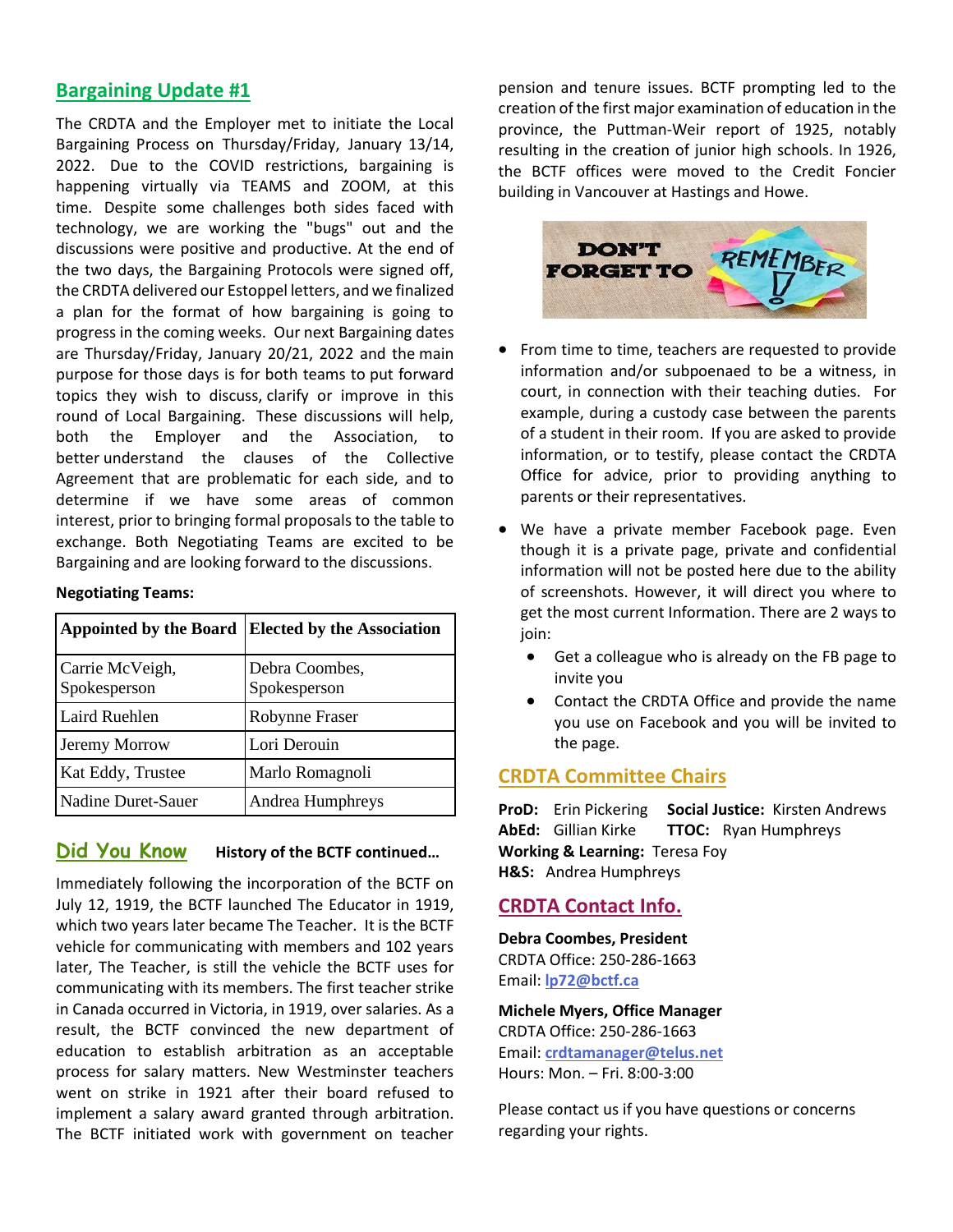## Bargaining Update #1

The CRDTA and the Employer met to initiate the Local Bargaining Process on Thursday/Friday, January 13/14, 2022. Due to the COVID restrictions, bargaining is happening virtually via TEAMS and ZOOM, at this time. Despite some challenges both sides faced with technology, we are working the "bugs" out and the discussions were positive and productive. At the end of the two days, the Bargaining Protocols were signed off, the CRDTA delivered our Estoppel letters, and we finalized a plan for the format of how bargaining is going to progress in the coming weeks. Our next Bargaining dates are Thursday/Friday, January 20/21, 2022 and the main purpose for those days is for both teams to put forward topics they wish to discuss, clarify or improve in this round of Local Bargaining. These discussions will help, both the Employer and the Association, to better understand the clauses of the Collective Agreement that are problematic for each side, and to determine if we have some areas of common interest, prior to bringing formal proposals to the table to exchange. Both Negotiating Teams are excited to be Bargaining and are looking forward to the discussions.

**Negotiating Teams:**

| Appointed by the Board | Elected by the Association |
|---|---|
| Carrie McVeigh, Spokesperson | Debra Coombes, Spokesperson |
| Laird Ruehlen | Robynne Fraser |
| Jeremy Morrow | Lori Derouin |
| Kat Eddy, Trustee | Marlo Romagnoli |
| Nadine Duret-Sauer | Andrea Humphreys |

## Did You Know

**History of the BCTF continued…**

Immediately following the incorporation of the BCTF on July 12, 1919, the BCTF launched The Educator in 1919, which two years later became The Teacher. It is the BCTF vehicle for communicating with members and 102 years later, The Teacher, is still the vehicle the BCTF uses for communicating with its members. The first teacher strike in Canada occurred in Victoria, in 1919, over salaries. As a result, the BCTF convinced the new department of education to establish arbitration as an acceptable process for salary matters. New Westminster teachers went on strike in 1921 after their board refused to implement a salary award granted through arbitration. The BCTF initiated work with government on teacher pension and tenure issues. BCTF prompting led to the creation of the first major examination of education in the province, the Puttman-Weir report of 1925, notably resulting in the creation of junior high schools. In 1926, the BCTF offices were moved to the Credit Foncier building in Vancouver at Hastings and Howe.

DON'T FORGET TO REMEMBER !

- From time to time, teachers are requested to provide information and/or subpoenaed to be a witness, in court, in connection with their teaching duties. For example, during a custody case between the parents of a student in their room. If you are asked to provide information, or to testify, please contact the CRDTA Office for advice, prior to providing anything to parents or their representatives.
- We have a private member Facebook page. Even though it is a private page, private and confidential information will not be posted here due to the ability of screenshots. However, it will direct you where to get the most current Information. There are 2 ways to join:
  - Get a colleague who is already on the FB page to invite you
  - Contact the CRDTA Office and provide the name you use on Facebook and you will be invited to the page.

## CRDTA Committee Chairs

**ProD:** Erin Pickering **Social Justice:** Kirsten Andrews
**AbEd:** Gillian Kirke **TTOC:** Ryan Humphreys
**Working & Learning:** Teresa Foy
**H&S:** Andrea Humphreys

## CRDTA Contact Info.

**Debra Coombes, President**
CRDTA Office: 250-286-1663
Email: **lp72@bctf.ca**

**Michele Myers, Office Manager**
CRDTA Office: 250-286-1663
Email: **crdtamanager@telus.net**
Hours: Mon. – Fri. 8:00-3:00

Please contact us if you have questions or concerns regarding your rights.